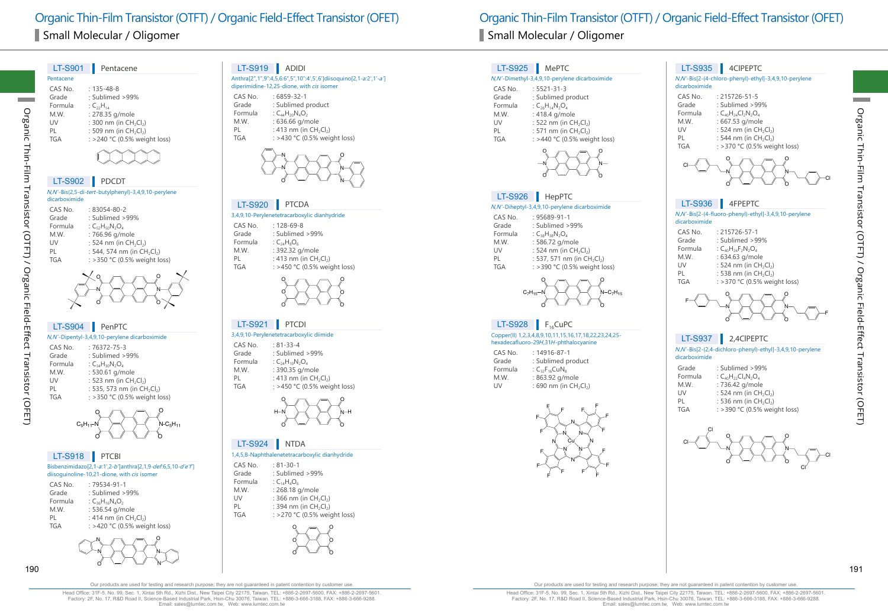# Organic Thin-Film Transistor (OTFT) / Organic Field-Effect Transistor (OFET)

## Small Molecular / Oligomer

### LT-S901 Pentacene

Pentacene

| | |
|---|---|
| CAS No. | : 135-48-8 |
| Grade | : Sublimed >99% |
| Formula | : $C_{22}H_{14}$ |
| M.W. | : 278.35 g/mole |
| UV | : 300 nm (in $CH_2Cl_2$) |
| PL | : 509 nm (in $CH_2Cl_2$) |
| TGA | : >240 °C (0.5% weight loss) |

### LT-S902 PDCDT

*N,N'*-Bis(2,5-di-*tert*-butylphenyl)-3,4,9,10-perylene dicarboximide

| | |
|---|---|
| CAS No. | : 83054-80-2 |
| Grade | : Sublimed >99% |
| Formula | : $C_{52}H_{50}N_2O_4$ |
| M.W. | : 766.96 g/mole |
| UV | : 524 nm (in $CH_2Cl_2$) |
| PL | : 544, 574 nm (in $CH_2Cl_2$) |
| TGA | : >350 °C (0.5% weight loss) |

### LT-S904 PenPTC

*N,N'*-Dipentyl-3,4,9,10-perylene dicarboximide

| | |
|---|---|
| CAS No. | : 76372-75-3 |
| Grade | : Sublimed >99% |
| Formula | : $C_{34}H_{30}N_2O_4$ |
| M.W. | : 530.61 g/mole |
| UV | : 523 nm (in $CH_2Cl_2$) |
| PL | : 535, 573 nm (in $CH_2Cl_2$) |
| TGA | : >350 °C (0.5% weight loss) |

### LT-S918 PTCBI

Bisbenzimidazo[2,1-*a*:1',2-*b'*]anthra[2,1,9-*def*:6,5,10-*d'e'f'*]diisoquinoline-10,21-dione, with *cis* isomer

| | |
|---|---|
| CAS No. | : 79534-91-1 |
| Grade | : Sublimed >99% |
| Formula | : $C_{36}H_{16}N_4O_2$ |
| M.W. | : 536.54 g/mole |
| PL | : 414 nm (in $CH_2Cl_2$) |
| TGA | : >420 °C (0.5% weight loss) |

### LT-S919 ADIDI

Anthra[2'',1'',9'':4,5,6:6'',5'',10'':4',5',6']diisoquino[2,1-*a*:2',1'-*a'*]diperimidine-12,25-dione, with *cis* isomer

| | |
|---|---|
| CAS No. | : 6859-32-1 |
| Grade | : Sublimed product |
| Formula | : $C_{44}H_{20}N_4O_2$ |
| M.W. | : 636.66 g/mole |
| PL | : 413 nm (in $CH_2Cl_2$) |
| TGA | : >430 °C (0.5% weight loss) |

### LT-S920 PTCDA

3,4,9,10-Perylenetetracarboxylic dianhydride

| | |
|---|---|
| CAS No. | : 128-69-8 |
| Grade | : Sublimed >99% |
| Formula | : $C_{24}H_8O_6$ |
| M.W. | : 392.32 g/mole |
| PL | : 413 nm (in $CH_2Cl_2$) |
| TGA | : >450 °C (0.5% weight loss) |

### LT-S921 PTCDI

3,4,9,10-Perylenetetracarboxylic diimide

| | |
|---|---|
| CAS No. | : 81-33-4 |
| Grade | : Sublimed >99% |
| Formula | : $C_{24}H_{10}N_2O_4$ |
| M.W. | : 390.35 g/mole |
| PL | : 413 nm (in $CH_2Cl_2$) |
| TGA | : >450 °C (0.5% weight loss) |

### LT-S924 NTDA

1,4,5,8-Naphthalenetetracarboxylic dianhydride

| | |
|---|---|
| CAS No. | : 81-30-1 |
| Grade | : Sublimed >99% |
| Formula | : $C_{14}H_4O_6$ |
| M.W. | : 268.18 g/mole |
| UV | : 366 nm (in $CH_2Cl_2$) |
| PL | : 394 nm (in $CH_2Cl_2$) |
| TGA | : >270 °C (0.5% weight loss) |

### LT-S925 MePTC

*N,N'*-Dimethyl-3,4,9,10-perylene dicarboximide

| | |
|---|---|
| CAS No. | : 5521-31-3 |
| Grade | : Sublimed product |
| Formula | : $C_{26}H_{14}N_2O_4$ |
| M.W. | : 418.4 g/mole |
| UV | : 522 nm (in $CH_2Cl_2$) |
| PL | : 571 nm (in $CH_2Cl_2$) |
| TGA | : >440 °C (0.5% weight loss) |

### LT-S926 HepPTC

*N,N'*-Diheptyl-3,4,9,10-perylene dicarboximide

| | |
|---|---|
| CAS No. | : 95689-91-1 |
| Grade | : Sublimed >99% |
| Formula | : $C_{38}H_{38}N_2O_4$ |
| M.W. | : 586.72 g/mole |
| UV | : 524 nm (in $CH_2Cl_2$) |
| PL | : 537, 571 nm (in $CH_2Cl_2$) |
| TGA | : >390 °C (0.5% weight loss) |

### LT-S928 $F_{16}CuPC$

Copper(II) 1,2,3,4,8,9,10,11,15,16,17,18,22,23,24,25-hexadecafluoro-29*H*,31*H*-phthalocyanine

| | |
|---|---|
| CAS No. | : 14916-87-1 |
| Grade | : Sublimed product |
| Formula | : $C_{32}F_{16}CuN_8$ |
| M.W. | : 863.92 g/mole |
| UV | : 690 nm (in $CH_2Cl_2$) |

### LT-S935 4ClPEPTC

*N,N'*-Bis[2-(4-chloro-phenyl)-ethyl]-3,4,9,10-perylene dicarboximide

| | |
|---|---|
| CAS No. | : 215726-51-5 |
| Grade | : Sublimed >99% |
| Formula | : $C_{40}H_{24}Cl_2N_2O_4$ |
| M.W. | : 667.53 g/mole |
| UV | : 524 nm (in $CH_2Cl_2$) |
| PL | : 544 nm (in $CH_2Cl_2$) |
| TGA | : >370 °C (0.5% weight loss) |

### LT-S936 4FPEPTC

*N,N'*-Bis[2-(4-fluoro-phenyl)-ethyl]-3,4,9,10-perylene dicarboximide

| | |
|---|---|
| CAS No. | : 215726-57-1 |
| Grade | : Sublimed >99% |
| Formula | : $C_{40}H_{24}F_2N_2O_4$ |
| M.W. | : 634.63 g/mole |
| UV | : 524 nm (in $CH_2Cl_2$) |
| PL | : 538 nm (in $CH_2Cl_2$) |
| TGA | : >370 °C (0.5% weight loss) |

### LT-S937 2,4ClPEPTC

*N,N'*-Bis[2-(2,4-dichloro-phenyl)-ethyl]-3,4,9,10-perylene dicarboximide

| | |
|---|---|
| Grade | : Sublimed >99% |
| Formula | : $C_{40}H_{22}Cl_4N_2O_4$ |
| M.W. | : 736.42 g/mole |
| UV | : 524 nm (in $CH_2Cl_2$) |
| PL | : 536 nm (in $CH_2Cl_2$) |
| TGA | : >390 °C (0.5% weight loss) |

Our products are used for testing and research purpose; they are not guaranteed in patent contention by customer use.

Head Office: 31F-5, No. 99, Sec. 1, Xintai 5th Rd., Xizhi Dist., New Taipei City 22175, Taiwan. TEL: +886-2-2697-5600, FAX: +886-2-2697-5601.
Factory: 2F, No. 17, R&D Road II, Science-Based Industrial Park, Hsin-Chu 30076, Taiwan. TEL: +886-3-666-3188, FAX: +886-3-666-9288.
Email: sales@lumtec.com.tw, Web: www.lumtec.com.tw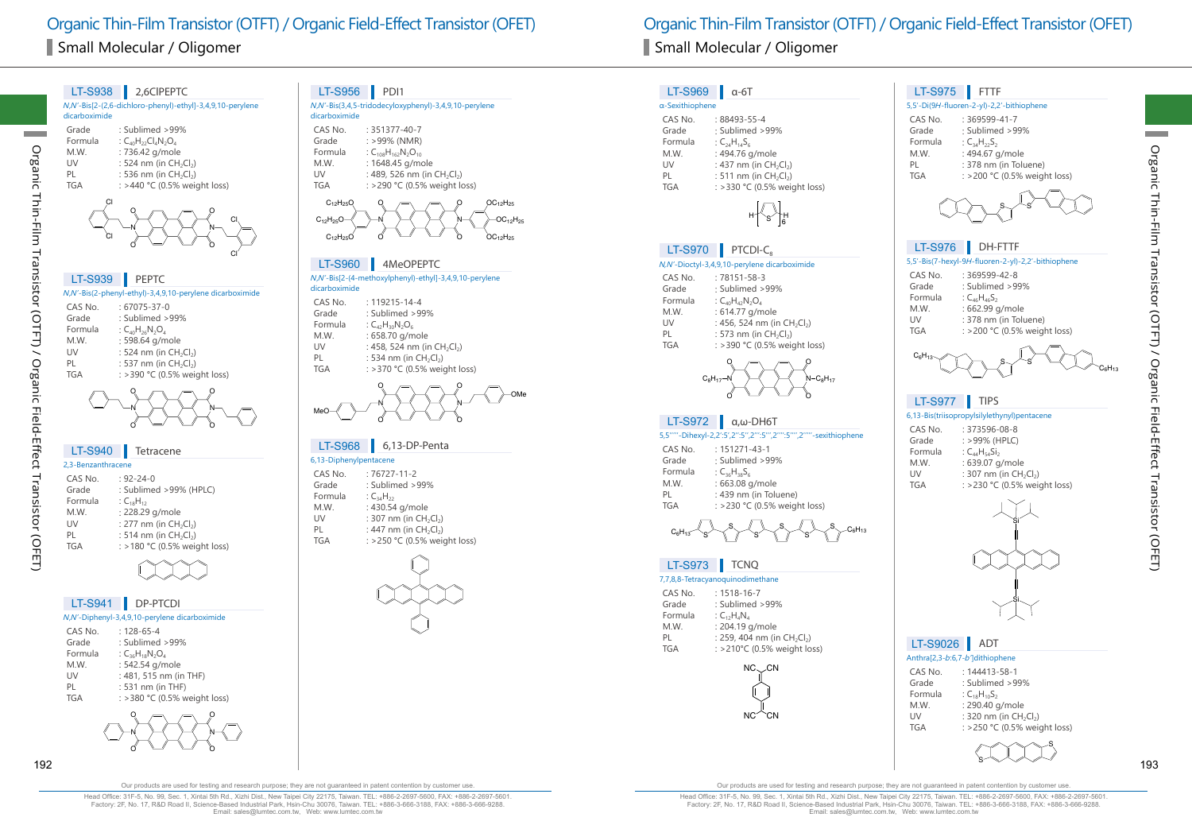# Organic Thin-Film Transistor (OTFT) / Organic Field-Effect Transistor (OFET)

## Small Molecular / Oligomer

### LT-S938 | 2,6ClPEPTC

*N,N'*-Bis[2-(2,6-dichloro-phenyl)-ethyl]-3,4,9,10-perylene dicarboximide

| | |
|---|---|
| Grade | : Sublimed >99% |
| Formula | : $C_{40}H_{22}Cl_4N_2O_4$ |
| M.W. | : 736.42 g/mole |
| UV | : 524 nm (in $CH_2Cl_2$) |
| PL | : 536 nm (in $CH_2Cl_2$) |
| TGA | : >440 °C (0.5% weight loss) |

### LT-S939 | PEPTC

*N,N'*-Bis(2-phenyl-ethyl)-3,4,9,10-perylene dicarboximide

| | |
|---|---|
| CAS No. | : 67075-37-0 |
| Grade | : Sublimed >99% |
| Formula | : $C_{40}H_{26}N_2O_4$ |
| M.W. | : 598.64 g/mole |
| UV | : 524 nm (in $CH_2Cl_2$) |
| PL | : 537 nm (in $CH_2Cl_2$) |
| TGA | : >390 °C (0.5% weight loss) |

### LT-S940 | Tetracene

2,3-Benzanthracene

| | |
|---|---|
| CAS No. | : 92-24-0 |
| Grade | : Sublimed >99% (HPLC) |
| Formula | : $C_{18}H_{12}$ |
| M.W. | : 228.29 g/mole |
| UV | : 277 nm (in $CH_2Cl_2$) |
| PL | : 514 nm (in $CH_2Cl_2$) |
| TGA | : >180 °C (0.5% weight loss) |

### LT-S941 | DP-PTCDI

*N,N'*-Diphenyl-3,4,9,10-perylene dicarboximide

| | |
|---|---|
| CAS No. | : 128-65-4 |
| Grade | : Sublimed >99% |
| Formula | : $C_{36}H_{18}N_2O_4$ |
| M.W. | : 542.54 g/mole |
| UV | : 481, 515 nm (in THF) |
| PL | : 531 nm (in THF) |
| TGA | : >380 °C (0.5% weight loss) |

### LT-S956 | PDI1

*N,N'*-Bis(3,4,5-tridodecyloxyphenyl)-3,4,9,10-perylene dicarboximide

| | |
|---|---|
| CAS No. | : 351377-40-7 |
| Grade | : >99% (NMR) |
| Formula | : $C_{108}H_{162}N_2O_{10}$ |
| M.W. | : 1648.45 g/mole |
| UV | : 489, 526 nm (in $CH_2Cl_2$) |
| TGA | : >290 °C (0.5% weight loss) |

### LT-S960 | 4MeOPEPTC

*N,N'*-Bis[2-(4-methoxylphenyl)-ethyl]-3,4,9,10-perylene dicarboximide

| | |
|---|---|
| CAS No. | : 119215-14-4 |
| Grade | : Sublimed >99% |
| Formula | : $C_{42}H_{30}N_2O_6$ |
| M.W. | : 658.70 g/mole |
| UV | : 458, 524 nm (in $CH_2Cl_2$) |
| PL | : 534 nm (in $CH_2Cl_2$) |
| TGA | : >370 °C (0.5% weight loss) |

### LT-S968 | 6,13-DP-Penta

6,13-Diphenylpentacene

| | |
|---|---|
| CAS No. | : 76727-11-2 |
| Grade | : Sublimed >99% |
| Formula | : $C_{34}H_{22}$ |
| M.W. | : 430.54 g/mole |
| UV | : 307 nm (in $CH_2Cl_2$) |
| PL | : 447 nm (in $CH_2Cl_2$) |
| TGA | : >250 °C (0.5% weight loss) |

### LT-S969 | α-6T

α-Sexithiophene

| | |
|---|---|
| CAS No. | : 88493-55-4 |
| Grade | : Sublimed >99% |
| Formula | : $C_{24}H_{14}S_6$ |
| M.W. | : 494.76 g/mole |
| UV | : 437 nm (in $CH_2Cl_2$) |
| PL | : 511 nm (in $CH_2Cl_2$) |
| TGA | : >330 °C (0.5% weight loss) |

### LT-S970 | PTCDI-$C_8$

*N,N'*-Dioctyl-3,4,9,10-perylene dicarboximide

| | |
|---|---|
| CAS No. | : 78151-58-3 |
| Grade | : Sublimed >99% |
| Formula | : $C_{40}H_{42}N_2O_4$ |
| M.W. | : 614.77 g/mole |
| UV | : 456, 524 nm (in $CH_2Cl_2$) |
| PL | : 573 nm (in $CH_2Cl_2$) |
| TGA | : >390 °C (0.5% weight loss) |

### LT-S972 | α,ω-DH6T

5,5'''''-Dihexyl-2,2':5',2'':5'',2''':5''',2'''':5'''',2'''''-sexithiophene

| | |
|---|---|
| CAS No. | : 151271-43-1 |
| Grade | : Sublimed >99% |
| Formula | : $C_{36}H_{38}S_6$ |
| M.W. | : 663.08 g/mole |
| UV | : 439 nm (in Toluene) |
| TGA | : >230 °C (0.5% weight loss) |

### LT-S973 | TCNQ

7,7,8,8-Tetracyanoquinodimethane

| | |
|---|---|
| CAS No. | : 1518-16-7 |
| Grade | : Sublimed >99% |
| Formula | : $C_{12}H_4N_4$ |
| M.W. | : 204.19 g/mole |
| PL | : 259, 404 nm (in $CH_2Cl_2$) |
| TGA | : >210°C (0.5% weight loss) |

### LT-S975 | FTTF

5,5'-Di(9*H*-fluoren-2-yl)-2,2'-bithiophene

| | |
|---|---|
| CAS No. | : 369599-41-7 |
| Grade | : Sublimed >99% |
| Formula | : $C_{34}H_{22}S_2$ |
| M.W. | : 494.67 g/mole |
| PL | : 378 nm (in Toluene) |
| TGA | : >200 °C (0.5% weight loss) |

### LT-S976 | DH-FTTF

5,5'-Bis(7-hexyl-9*H*-fluoren-2-yl)-2,2'-bithiophene

| | |
|---|---|
| CAS No. | : 369599-42-8 |
| Grade | : Sublimed >99% |
| Formula | : $C_{46}H_{46}S_2$ |
| M.W. | : 662.99 g/mole |
| UV | : 378 nm (in Toluene) |
| TGA | : >200 °C (0.5% weight loss) |

### LT-S977 | TIPS

6,13-Bis(triisopropylsilylethynyl)pentacene

| | |
|---|---|
| CAS No. | : 373596-08-8 |
| Grade | : >99% (HPLC) |
| Formula | : $C_{44}H_{54}Si_2$ |
| M.W. | : 639.07 g/mole |
| UV | : 307 nm (in $CH_2Cl_2$) |
| TGA | : >230 °C (0.5% weight loss) |

### LT-S9026 | ADT

Anthra[2,3-*b*:6,7-*b'*]dithiophene

| | |
|---|---|
| CAS No. | : 144413-58-1 |
| Grade | : Sublimed >99% |
| Formula | : $C_{18}H_{10}S_2$ |
| M.W. | : 290.40 g/mole |
| UV | : 320 nm (in $CH_2Cl_2$) |
| TGA | : >250 °C (0.5% weight loss) |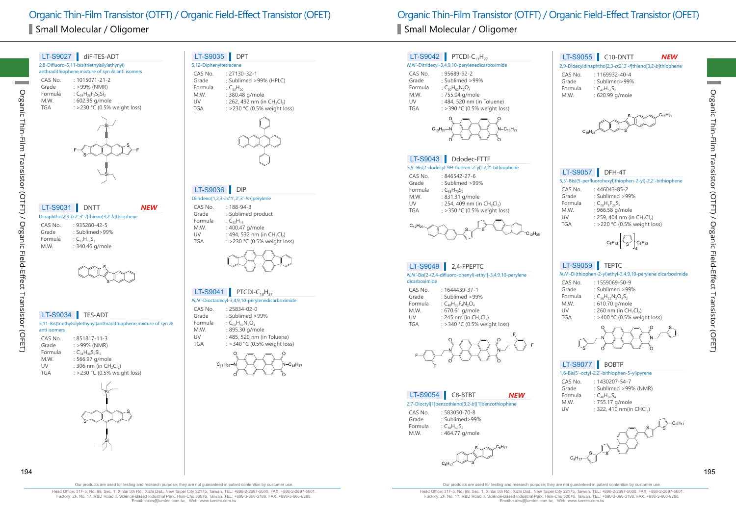# Organic Thin-Film Transistor (OTFT) / Organic Field-Effect Transistor (OFET)

## Small Molecular / Oligomer

### LT-S9027 | diF-TES-ADT

2,8-Difluoro-5,11-bis(triethylsilylethynyl) anthradithiophene,mixture of syn & anti isomers

| | |
|---|---|
| CAS No. | : 1015071-21-2 |
| Grade | : >99% (NMR) |
| Formula | : $C_{34}H_{36}F_2S_2Si_2$ |
| M.W. | : 602.95 g/mole |
| TGA | : >230 °C (0.5% weight loss) |

### LT-S9031 | DNTT *NEW*

Dinaphtho[2,3-*b*:2',3'-*f*]thieno[3,2-*b*]thiophene

| | |
|---|---|
| CAS No. | : 935280-42-5 |
| Grade | : Sublimed>99% |
| Formula | : $C_{22}H_{12}S_2$ |
| M.W. | : 340.46 g/mole |

### LT-S9034 | TES-ADT

5,11-Bis(triethylsilylethynyl)anthradithiophene,mixture of syn & anti isomers

| | |
|---|---|
| CAS No. | : 851817-11-3 |
| Grade | : >99% (NMR) |
| Formula | : $C_{34}H_{38}S_2Si_2$ |
| M.W. | : 566.97 g/mole |
| UV | : 306 nm (in $CH_2Cl_2$) |
| TGA | : >230 °C (0.5% weight loss) |

### LT-S9035 | DPT

5,12-Diphenyltetracene

| | |
|---|---|
| CAS No. | : 27130-32-1 |
| Grade | : Sublimed >99% (HPLC) |
| Formula | : $C_{30}H_{20}$ |
| M.W. | : 380.48 g/mole |
| UV | : 262, 492 nm (in $CH_2Cl_2$) |
| TGA | : >230 °C (0.5% weight loss) |

### LT-S9036 | DIP

Diindeno[1,2,3-*cd*:1',2',3'-*lm*]perylene

| | |
|---|---|
| CAS No. | : 188-94-3 |
| Grade | : Sublimed product |
| Formula | : $C_{32}H_{16}$ |
| M.W. | : 400.47 g/mole |
| UV | : 494, 532 nm (in $CH_2Cl_2$) |
| TGA | : >230 °C (0.5% weight loss) |

### LT-S9041 | PTCDI-$C_{18}H_{37}$

*N,N'*-Dioctadecyl-3,4,9,10-perylenedicarboximide

| | |
|---|---|
| CAS No. | : 25834-02-0 |
| Grade | : Sublimed >99% |
| Formula | : $C_{60}H_{82}N_2O_4$ |
| M.W. | : 895.30 g/mole |
| UV | : 485, 520 nm (in Toluene) |
| TGA | : >340 °C (0.5% weight loss) |

### LT-S9042 | PTCDI-$C_{13}H_{27}$

*N,N'*-Ditridecyl-3,4,9,10-perylenedicarboximide

| | |
|---|---|
| CAS No. | : 95689-92-2 |
| Grade | : Sublimed >99% |
| Formula | : $C_{50}H_{62}N_2O_4$ |
| M.W. | : 755.04 g/mole |
| UV | : 484, 520 nm (in Toluene) |
| TGA | : >390 °C (0.5% weight loss) |

### LT-S9043 | Ddodec-FTTF

5,5'-Bis(7-dodecyl-9*H*-fluoren-2-yl)-2,2'-bithiophene

| | |
|---|---|
| CAS No. | : 846542-27-6 |
| Grade | : Sublimed >99% |
| Formula | : $C_{58}H_{70}S_2$ |
| M.W. | : 831.31 g/mole |
| UV | : 254, 409 nm (in $CH_2Cl_2$) |
| TGA | : >350 °C (0.5% weight loss) |

### LT-S9049 | 2,4-FPEPTC

*N,N'*-Bis[2-(2,4-difluoro-phenyl)-ethyl]-3,4,9,10-perylene dicarboximide

| | |
|---|---|
| CAS No. | : 1644439-37-1 |
| Grade | : Sublimed >99% |
| Formula | : $C_{40}H_{22}F_4N_2O_4$ |
| M.W. | : 670.61 g/mole |
| UV | : 245 nm (in $CH_2Cl_2$) |
| TGA | : >340 °C (0.5% weight loss) |

### LT-S9054 | C8-BTBT *NEW*

2,7-Dioctyl[1]benzothieno[3,2-*b*][1]benzothiophene

| | |
|---|---|
| CAS No. | : 583050-70-8 |
| Grade | : Sublimed>99% |
| Formula | : $C_{30}H_{40}S_2$ |
| M.W. | : 464.77 g/mole |

### LT-S9055 | C10-DNTT *NEW*

2,9-Didecyldinaphtho[2,3-*b*:2',3'-*f*]thieno[3,2-*b*]thiophene

| | |
|---|---|
| CAS No. | : 1169932-40-4 |
| Grade | : Sublimed>99% |
| Formula | : $C_{42}H_{52}S_2$ |
| M.W. | : 620.99 g/mole |

### LT-S9057 | DFH-4T

5,5'-Bis((5-perfluorohexyl)thiophen-2-yl)-2,2'-bithiophene

| | |
|---|---|
| CAS No. | : 446043-85-2 |
| Grade | : Sublimed >99% |
| Formula | : $C_{28}H_8F_{26}S_4$ |
| M.W. | : 966.58 g/mole |
| UV | : 259, 404 nm (in $CH_2Cl_2$) |
| TGA | : >220 °C (0.5% weight loss) |

### LT-S9059 | TEPTC

*N,N'*-Di(thiophen-2-yl)ethyl-3,4,9,10-perylene dicarboximide

| | |
|---|---|
| CAS No. | : 1559069-50-9 |
| Grade | : Sublimed >99% |
| Formula | : $C_{36}H_{22}N_2O_4S_2$ |
| M.W. | : 610.70 g/mole |
| UV | : 260 nm (in $CH_2Cl_2$) |
| TGA | : >400 °C (0.5% weight loss) |

### LT-S9077 | BOBTP

1,6-Bis(5'-octyl-2,2'-bithiophen-5-yl)pyrene

| | |
|---|---|
| CAS No. | : 1430207-54-7 |
| Grade | : Sublimed >99% (NMR) |
| Formula | : $C_{48}H_{50}S_4$ |
| M.W. | : 755.17 g/mole |
| UV | : 322, 410 nm(in $CHCl_3$) |

Our products are used for testing and research purpose; they are not guaranteed in patent contention by customer use.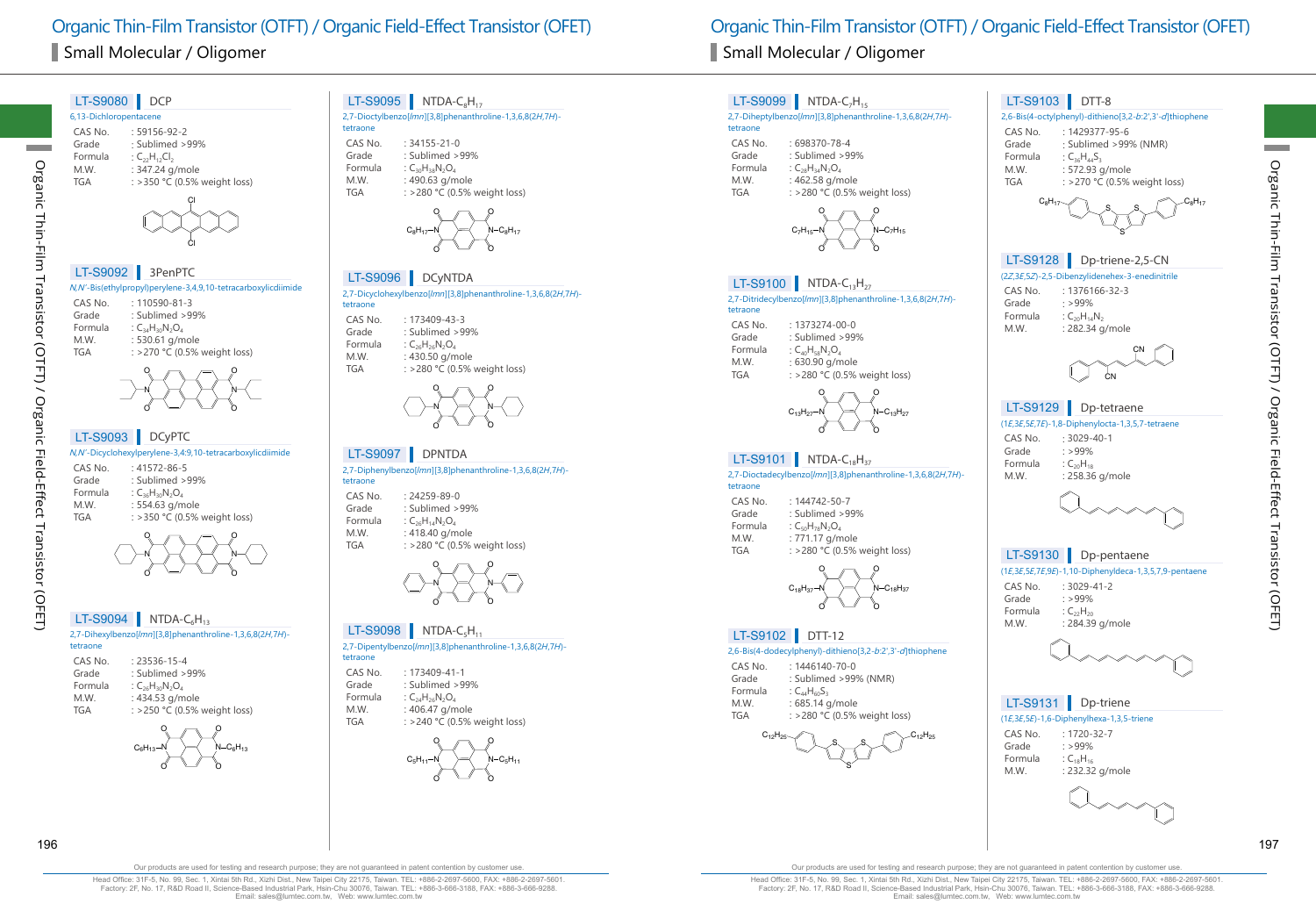# Organic Thin-Film Transistor (OTFT) / Organic Field-Effect Transistor (OFET)

## Small Molecular / Oligomer

### LT-S9080 | DCP

6,13-Dichloropentacene

| | |
|---|---|
| CAS No. | : 59156-92-2 |
| Grade | : Sublimed >99% |
| Formula | : $C_{22}H_{12}Cl_2$ |
| M.W. | : 347.24 g/mole |
| TGA | : >350 °C (0.5% weight loss) |

### LT-S9092 | 3PenPTC

*N,N'*-Bis(ethylpropyl)perylene-3,4,9,10-tetracarboxylicdiimide

| | |
|---|---|
| CAS No. | : 110590-81-3 |
| Grade | : Sublimed >99% |
| Formula | : $C_{34}H_{30}N_2O_4$ |
| M.W. | : 530.61 g/mole |
| TGA | : >270 °C (0.5% weight loss) |

### LT-S9093 | DCyPTC

*N,N'*-Dicyclohexylperylene-3,4:9,10-tetracarboxylicdiimide

| | |
|---|---|
| CAS No. | : 41572-86-5 |
| Grade | : Sublimed >99% |
| Formula | : $C_{36}H_{30}N_2O_4$ |
| M.W. | : 554.63 g/mole |
| TGA | : >350 °C (0.5% weight loss) |

### LT-S9094 | NTDA-$C_6H_{13}$

2,7-Dihexylbenzo[*lmn*][3,8]phenanthroline-1,3,6,8(2*H*,7*H*)-tetraone

| | |
|---|---|
| CAS No. | : 23536-15-4 |
| Grade | : Sublimed >99% |
| Formula | : $C_{26}H_{30}N_2O_4$ |
| M.W. | : 434.53 g/mole |
| TGA | : >250 °C (0.5% weight loss) |

### LT-S9095 | NTDA-$C_8H_{17}$

2,7-Dioctylbenzo[*lmn*][3,8]phenanthroline-1,3,6,8(2*H*,7*H*)-tetraone

| | |
|---|---|
| CAS No. | : 34155-21-0 |
| Grade | : Sublimed >99% |
| Formula | : $C_{30}H_{38}N_2O_4$ |
| M.W. | : 490.63 g/mole |
| TGA | : >280 °C (0.5% weight loss) |

### LT-S9096 | DCyNTDA

2,7-Dicyclohexylbenzo[*lmn*][3,8]phenanthroline-1,3,6,8(2*H*,7*H*)-tetraone

| | |
|---|---|
| CAS No. | : 173409-43-3 |
| Grade | : Sublimed >99% |
| Formula | : $C_{26}H_{26}N_2O_4$ |
| M.W. | : 430.50 g/mole |
| TGA | : >280 °C (0.5% weight loss) |

### LT-S9097 | DPNTDA

2,7-Diphenylbenzo[*lmn*][3,8]phenanthroline-1,3,6,8(2*H*,7*H*)-tetraone

| | |
|---|---|
| CAS No. | : 24259-89-0 |
| Grade | : Sublimed >99% |
| Formula | : $C_{26}H_{14}N_2O_4$ |
| M.W. | : 418.40 g/mole |
| TGA | : >280 °C (0.5% weight loss) |

### LT-S9098 | NTDA-$C_5H_{11}$

2,7-Dipentylbenzo[*lmn*][3,8]phenanthroline-1,3,6,8(2*H*,7*H*)-tetraone

| | |
|---|---|
| CAS No. | : 173409-41-1 |
| Grade | : Sublimed >99% |
| Formula | : $C_{24}H_{26}N_2O_4$ |
| M.W. | : 406.47 g/mole |
| TGA | : >240 °C (0.5% weight loss) |

### LT-S9099 | NTDA-$C_7H_{15}$

2,7-Diheptylbenzo[*lmn*][3,8]phenanthroline-1,3,6,8(2*H*,7*H*)-tetraone

| | |
|---|---|
| CAS No. | : 698370-78-4 |
| Grade | : Sublimed >99% |
| Formula | : $C_{28}H_{34}N_2O_4$ |
| M.W. | : 462.58 g/mole |
| TGA | : >280 °C (0.5% weight loss) |

### LT-S9100 | NTDA-$C_{13}H_{27}$

2,7-Ditridecylbenzo[*lmn*][3,8]phenanthroline-1,3,6,8(2*H*,7*H*)-tetraone

| | |
|---|---|
| CAS No. | : 1373274-00-0 |
| Grade | : Sublimed >99% |
| Formula | : $C_{40}H_{58}N_2O_4$ |
| M.W. | : 630.90 g/mole |
| TGA | : >280 °C (0.5% weight loss) |

### LT-S9101 | NTDA-$C_{18}H_{37}$

2,7-Dioctadecylbenzo[*lmn*][3,8]phenanthroline-1,3,6,8(2*H*,7*H*)-tetraone

| | |
|---|---|
| CAS No. | : 144742-50-7 |
| Grade | : Sublimed >99% |
| Formula | : $C_{50}H_{78}N_2O_4$ |
| M.W. | : 771.17 g/mole |
| TGA | : >280 °C (0.5% weight loss) |

### LT-S9102 | DTT-12

2,6-Bis(4-dodecylphenyl)-dithieno[3,2-*b*:2',3'-*d*]thiophene

| | |
|---|---|
| CAS No. | : 1446140-70-0 |
| Grade | : Sublimed >99% (NMR) |
| Formula | : $C_{44}H_{60}S_3$ |
| M.W. | : 685.14 g/mole |
| TGA | : >280 °C (0.5% weight loss) |

### LT-S9103 | DTT-8

2,6-Bis(4-octylphenyl)-dithieno[3,2-*b*:2',3'-*d*]thiophene

| | |
|---|---|
| CAS No. | : 1429377-95-6 |
| Grade | : Sublimed >99% (NMR) |
| Formula | : $C_{36}H_{44}S_3$ |
| M.W. | : 572.93 g/mole |
| TGA | : >270 °C (0.5% weight loss) |

### LT-S9128 | Dp-triene-2,5-CN

(2*Z*,3*E*,5*Z*)-2,5-Dibenzylidenehex-3-enedinitrile

| | |
|---|---|
| CAS No. | : 1376166-32-3 |
| Grade | : >99% |
| Formula | : $C_{20}H_{14}N_2$ |
| M.W. | : 282.34 g/mole |

### LT-S9129 | Dp-tetraene

(1*E*,3*E*,5*E*,7*E*)-1,8-Diphenylocta-1,3,5,7-tetraene

| | |
|---|---|
| CAS No. | : 3029-40-1 |
| Grade | : >99% |
| Formula | : $C_{20}H_{18}$ |
| M.W. | : 258.36 g/mole |

### LT-S9130 | Dp-pentaene

(1*E*,3*E*,5*E*,7*E*,9*E*)-1,10-Diphenyldeca-1,3,5,7,9-pentaene

| | |
|---|---|
| CAS No. | : 3029-41-2 |
| Grade | : >99% |
| Formula | : $C_{22}H_{20}$ |
| M.W. | : 284.39 g/mole |

### LT-S9131 | Dp-triene

(1*E*,3*E*,5*E*)-1,6-Diphenylhexa-1,3,5-triene

| | |
|---|---|
| CAS No. | : 1720-32-7 |
| Grade | : >99% |
| Formula | : $C_{18}H_{16}$ |
| M.W. | : 232.32 g/mole |

Our products are used for testing and research purpose; they are not guaranteed in patent contention by customer use.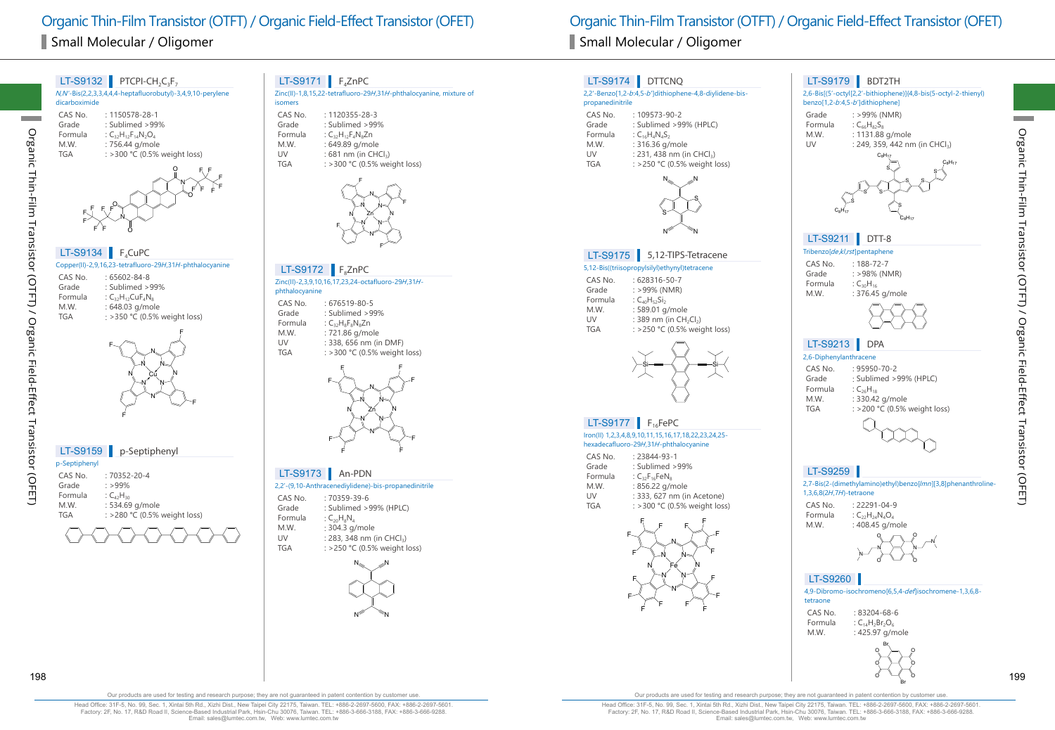# Organic Thin-Film Transistor (OTFT) / Organic Field-Effect Transistor (OFET)

## Small Molecular / Oligomer

### LT-S9132 PTCPI-$CH_2C_3F_7$

*N,N'*-Bis(2,2,3,3,4,4,4-heptafluorobutyl)-3,4,9,10-perylene dicarboximide

| | |
|---|---|
| CAS No. | : 1150578-28-1 |
| Grade | : Sublimed >99% |
| Formula | : $C_{32}H_{12}F_{14}N_2O_4$ |
| M.W. | : 756.44 g/mole |
| TGA | : >300 °C (0.5% weight loss) |

### LT-S9134 $F_4$CuPC

Copper(II)-2,9,16,23-tetrafluoro-29*H*,31*H*-phthalocyanine

| | |
|---|---|
| CAS No. | : 65602-84-8 |
| Grade | : Sublimed >99% |
| Formula | : $C_{32}H_{12}CuF_4N_8$ |
| M.W. | : 648.03 g/mole |
| TGA | : >350 °C (0.5% weight loss) |

### LT-S9159 p-Septiphenyl

p-Septiphenyl

| | |
|---|---|
| CAS No. | : 70352-20-4 |
| Grade | : >99% |
| Formula | : $C_{42}H_{30}$ |
| M.W. | : 534.69 g/mole |
| TGA | : >280 °C (0.5% weight loss) |

### LT-S9171 $F_4$ZnPC

Zinc(II)-1,8,15,22-tetrafluoro-29*H*,31*H*-phthalocyanine, mixture of isomers

| | |
|---|---|
| CAS No. | : 1120355-28-3 |
| Grade | : Sublimed >99% |
| Formula | : $C_{32}H_{12}F_4N_8Zn$ |
| M.W. | : 649.89 g/mole |
| UV | : 681 nm (in $CHCl_3$) |
| TGA | : >300 °C (0.5% weight loss) |

### LT-S9172 $F_8$ZnPC

Zinc(II)-2,3,9,10,16,17,23,24-octafluoro-29*H*,31*H*-phthalocyanine

| | |
|---|---|
| CAS No. | : 676519-80-5 |
| Grade | : Sublimed >99% |
| Formula | : $C_{32}H_8F_8N_8Zn$ |
| M.W. | : 721.86 g/mole |
| UV | : 338, 656 nm (in DMF) |
| TGA | : >300 °C (0.5% weight loss) |

### LT-S9173 An-PDN

2,2'-(9,10-Anthracenediylidene)-bis-propanedinitrile

| | |
|---|---|
| CAS No. | : 70359-39-6 |
| Grade | : Sublimed >99% (HPLC) |
| Formula | : $C_{20}H_8N_4$ |
| M.W. | : 304.3 g/mole |
| UV | : 283, 348 nm (in $CHCl_3$) |
| TGA | : >250 °C (0.5% weight loss) |

### LT-S9174 DTTCNQ

2,2'-Benzo[1,2-*b*:4,5-*b*']dithiophene-4,8-diylidene-bis-propanedinitrile

| | |
|---|---|
| CAS No. | : 109573-90-2 |
| Grade | : >99% (HPLC) |
| Formula | : $C_{16}H_4N_4S_2$ |
| M.W. | : 316.36 g/mole |
| UV | : 231, 438 nm (in $CHCl_3$) |
| TGA | : >250 °C (0.5% weight loss) |

### LT-S9175 5,12-TIPS-Tetracene

5,12-Bis((triisopropylsilyl)ethynyl)tetracene

| | |
|---|---|
| CAS No. | : 628316-50-7 |
| Grade | : >99% (NMR) |
| Formula | : $C_{40}H_{52}Si_2$ |
| M.W. | : 589.01 g/mole |
| UV | : 389 nm (in $CH_2Cl_2$) |
| TGA | : >250 °C (0.5% weight loss) |

### LT-S9177 $F_{16}$FePC

Iron(II) 1,2,3,4,8,9,10,11,15,16,17,18,22,23,24,25-hexadecafluoro-29*H*,31*H*-phthalocyanine

| | |
|---|---|
| CAS No. | : 23844-93-1 |
| Grade | : Sublimed >99% |
| Formula | : $C_{32}F_{16}FeN_8$ |
| M.W. | : 856.22 g/mole |
| UV | : 333, 627 nm (in Acetone) |
| TGA | : >300 °C (0.5% weight loss) |

### LT-S9179 BDT2TH

2,6-Bis[(5'-octyl[2,2'-bithiophene])[4,8-bis(5-octyl-2-thienyl) benzo[1,2-*b*:4,5-*b*']dithiophene]

| | |
|---|---|
| Grade | : >99% (NMR) |
| Formula | : $C_{66}H_{82}S_8$ |
| M.W. | : 1131.88 g/mole |
| UV | : 249, 359, 442 nm (in $CHCl_3$) |

### LT-S9211 DTT-8

Tribenzo[*de,kl,rst*]pentaphene

| | |
|---|---|
| CAS No. | : 188-72-7 |
| Grade | : >98% (NMR) |
| Formula | : $C_{30}H_{16}$ |
| M.W. | : 376.45 g/mole |

### LT-S9213 DPA

2,6-Diphenylanthracene

| | |
|---|---|
| CAS No. | : 95950-70-2 |
| Grade | : Sublimed >99% (HPLC) |
| Formula | : $C_{26}H_{18}$ |
| M.W. | : 330.42 g/mole |
| TGA | : >200 °C (0.5% weight loss) |

### LT-S9259

2,7-Bis(2-(dimethylamino)ethyl)benzo[*lmn*][3,8]phenanthroline-1,3,6,8(2*H*,7*H*)-tetraone

| | |
|---|---|
| CAS No. | : 22291-04-9 |
| Formula | : $C_{22}H_{24}N_4O_4$ |
| M.W. | : 408.45 g/mole |

### LT-S9260

4,9-Dibromo-isochromeno[6,5,4-*def*]isochromene-1,3,6,8-tetraone

| | |
|---|---|
| CAS No. | : 83204-68-6 |
| Formula | : $C_{14}H_2Br_2O_6$ |
| M.W. | : 425.97 g/mole |

Our products are used for testing and research purpose; they are not guaranteed in patent contention by customer use.

Head Office: 31F-5, No. 99, Sec. 1, Xintai 5th Rd., Xizhi Dist., New Taipei City 22175, Taiwan. TEL: +886-2-2697-5600, FAX: +886-2-2697-5601.
Factory: 2F, No. 17, R&D Road II, Science-Based Industrial Park, Hsin-Chu 30076, Taiwan. TEL: +886-3-666-3188, FAX: +886-3-666-9288.
Email: sales@lumtec.com.tw, Web: www.lumtec.com.tw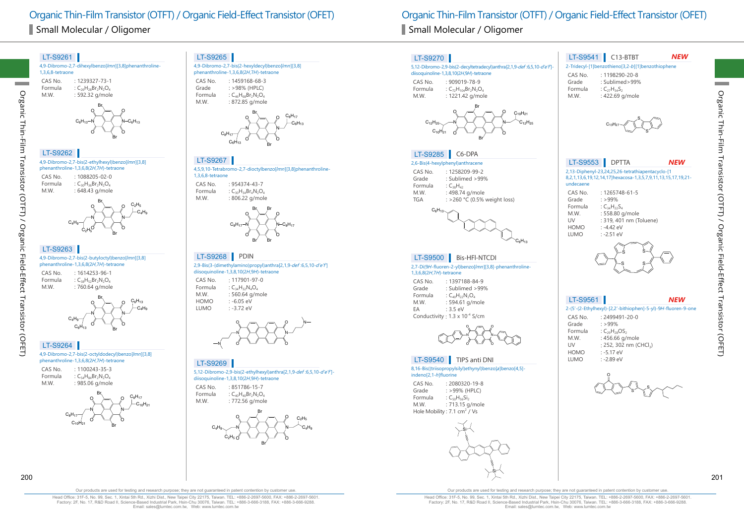# Organic Thin-Film Transistor (OTFT) / Organic Field-Effect Transistor (OFET)

## Small Molecular / Oligomer

### LT-S9261

4,9-Dibromo-2,7-dihexylbenzo[*lmn*][3,8]phenanthroline-1,3,6,8-tetraone

| | |
|---|---|
| CAS No. | : 1239327-73-1 |
| Formula | : $C_{26}H_{28}Br_2N_2O_4$ |
| M.W. | : 592.32 g/mole |

### LT-S9262

4,9-Dibromo-2,7-bis(2-ethylhexyl)benzo[*lmn*][3,8]phenanthroline-1,3,6,8(2*H*,7*H*)-tetraone

| | |
|---|---|
| CAS No. | : 1088205-02-0 |
| Formula | : $C_{30}H_{36}Br_2N_2O_4$ |
| M.W. | : 648.43 g/mole |

### LT-S9263

4,9-Dibromo-2,7-bis(2-butyloctyl)benzo[*lmn*][3,8]phenanthroline-1,3,6,8(2*H*,7*H*)-tetraone

| | |
|---|---|
| CAS No. | : 1614253-96-1 |
| Formula | : $C_{38}H_{52}Br_2N_2O_4$ |
| M.W. | : 760.64 g/mole |

### LT-S9264

4,9-Dibromo-2,7-bis(2-octyldodecyl)benzo[*lmn*][3,8]phenanthroline-1,3,6,8(2*H*,7*H*)-tetraone

| | |
|---|---|
| CAS No. | : 1100243-35-3 |
| Formula | : $C_{54}H_{84}Br_2N_2O_4$ |
| M.W. | : 985.06 g/mole |

### LT-S9265

4,9-Dibromo-2,7-bis(2-hexyldecyl)benzo[*lmn*][3,8]phenanthroline-1,3,6,8(2*H*,7*H*)-tetraone

| | |
|---|---|
| CAS No. | : 1459168-68-3 |
| Grade | : >98% (HPLC) |
| Formula | : $C_{46}H_{68}Br_2N_2O_4$ |
| M.W. | : 872.85 g/mole |

### LT-S9267

4,5,9,10-Tetrabromo-2,7-dioctylbenzo[*lmn*][3,8]phenanthroline-1,3,6,8-tetraone

| | |
|---|---|
| CAS No. | : 954374-43-7 |
| Formula | : $C_{30}H_{34}Br_4N_2O_4$ |
| M.W. | : 806.22 g/mole |

### LT-S9268 PDIN

2,9-Bis(3-(dimethylamino)propyl)anthra[2,1,9-*def*:6,5,10-*d'e'f'*]diisoquinoline-1,3,8,10(2*H*,9*H*)-tetraone

| | |
|---|---|
| CAS No. | : 117901-97-0 |
| Formula | : $C_{34}H_{32}N_4O_4$ |
| M.W. | : 560.64 g/mole |
| HOMO | : -6.05 eV |
| LUMO | : -3.72 eV |

### LT-S9269

5,12-Dibromo-2,9-bis(2-ethylhexyl)anthra[2,1,9-*def*:6,5,10-*d'e'f'*]-diisoquinoline-1,3,8,10(2*H*,9*H*)-tetraone

| | |
|---|---|
| CAS No. | : 851786-15-7 |
| Formula | : $C_{40}H_{40}Br_2N_2O_4$ |
| M.W. | : 772.56 g/mole |

### LT-S9270

5,12-Dibromo-2,9-bis(2-decyltetradecyl)anthra[2,1,9-*def*:6,5,10-*d'e'f'*]-diisoquinoline-1,3,8,10(2*H*,9*H*)-tetraone

| | |
|---|---|
| CAS No. | : 909019-78-9 |
| Formula | : $C_{72}H_{104}Br_2N_2O_4$ |
| M.W. | : 1221.42 g/mole |

### LT-S9285 C6-DPA

2,6-Bis(4-hexylphenyl)anthracene

| | |
|---|---|
| CAS No. | : 1258209-99-2 |
| Grade | : Sublimed >99% |
| Formula | : $C_{38}H_{42}$ |
| M.W. | : 498.74 g/mole |
| TGA | : >260 °C (0.5% weight loss) |

### LT-S9500 Bis-HFl-NTCDI

2,7-Di(9*H*-fluoren-2-yl)benzo[*lmn*][3,8]-phenanthroline-1,3,6,8(2*H*,7*H*)-tetraone

| | |
|---|---|
| CAS No. | : 1397188-84-9 |
| Grade | : Sublimed >99% |
| Formula | : $C_{40}H_{22}N_2O_4$ |
| M.W. | : 594.61 g/mole |
| EA | : 3.5 eV |
| Conductivity | : 1.3 x $10^{-4}$ S/cm |

### LT-S9540 TIPS anti DNI

8,16-Bis((triisopropylsilyl)ethynyl)benzo[*a*]benzo[4,5]-indeno[2,1-*h*]fluorine

| | |
|---|---|
| CAS No. | : 2080320-19-8 |
| Grade | : >99% (HPLC) |
| Formula | : $C_{50}H_{56}Si_2$ |
| M.W. | : 713.15 g/mole |
| Hole Mobility | : 7.1 $cm^2$ / Vs |

### LT-S9541 C13-BTBT **NEW**

2-Tridecyl-[1]benzothieno[3,2-*b*][1]benzothiophene

| | |
|---|---|
| CAS No. | : 1198290-20-8 |
| Grade | : Sublimed>99% |
| Formula | : $C_{27}H_{34}S_2$ |
| M.W. | : 422.69 g/mole |

### LT-S9553 DPTTA **NEW**

2,13-Diphenyl-23,24,25,26-tetrathiapentacyclo-[1 8,2,1,13,6,19,12,14,17]hexacosa-1,3,5,7,9,11,13,15,17,19,21-undecaene

| | |
|---|---|
| CAS No. | : 1265748-61-5 |
| Grade | : >99% |
| Formula | : $C_{34}H_{22}S_4$ |
| M.W. | : 558.80 g/mole |
| UV | : 319, 401 nm (Toluene) |
| HOMO | : -4.42 eV |
| LUMO | : -2.51 eV |

### LT-S9561 **NEW**

2-(5'-(2-Ethylhexyl)-[2,2'-bithiophen]-5-yl)-9*H*-fluoren-9-one

| | |
|---|---|
| CAS No. | : 2499491-20-0 |
| Grade | : >99% |
| Formula | : $C_{29}H_{28}OS_2$ |
| M.W. | : 456.66 g/mole |
| UV | : 252, 302 nm ($CHCl_3$) |
| HOMO | : -5.17 eV |
| LUMO | : -2.89 eV |

Our products are used for testing and research purpose; they are not guaranteed in patent contention by customer use.

Head Office: 31F-5, No. 99, Sec. 1, Xintai 5th Rd., Xizhi Dist., New Taipei City 22175, Taiwan. TEL: +886-2-2697-5600, FAX: +886-2-2697-5601.
Factory: 2F, No. 17, R&D Road II, Science-Based Industrial Park, Hsin-Chu 30076, Taiwan. TEL: +886-3-666-3188, FAX: +886-3-666-9288.
Email: sales@lumtec.com.tw, Web: www.lumtec.com.tw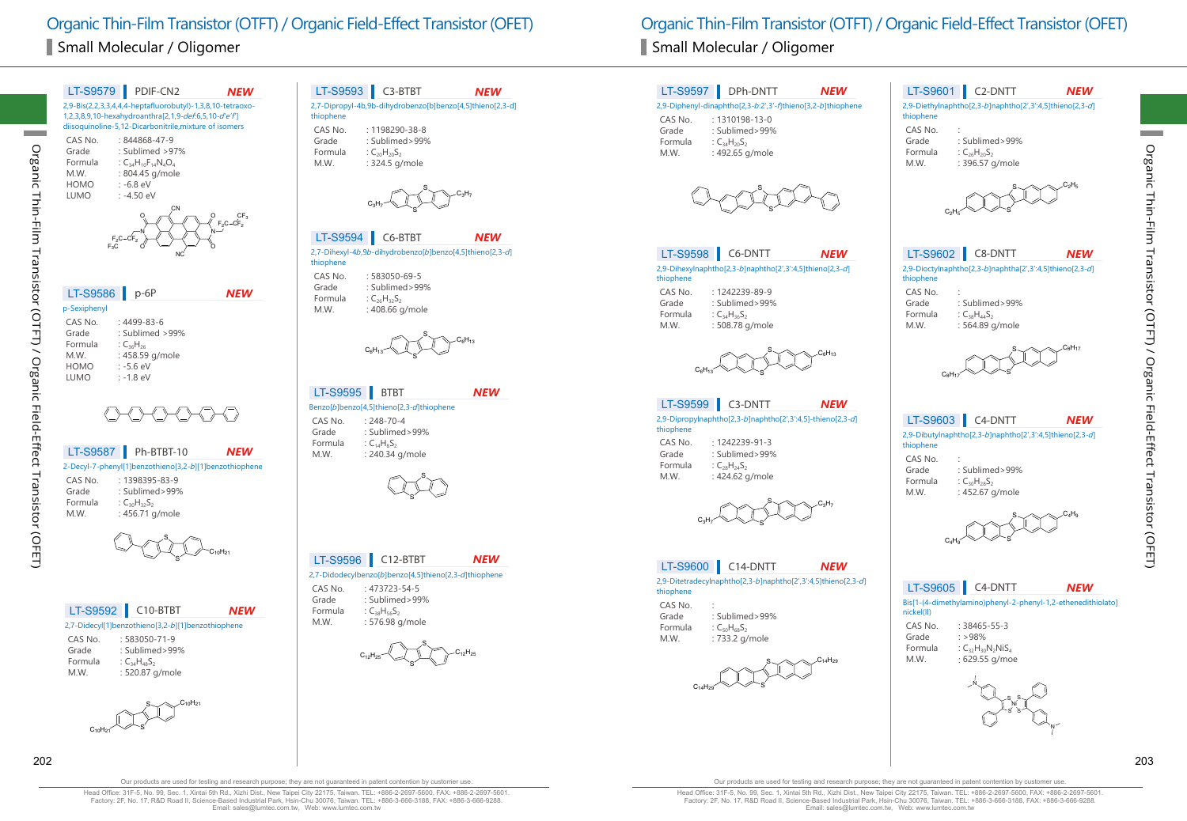# Organic Thin-Film Transistor (OTFT) / Organic Field-Effect Transistor (OFET)

## Small Molecular / Oligomer

### LT-S9579 | PDIF-CN2 — NEW

2,9-Bis(2,2,3,3,4,4,4-heptafluorobutyl)-1,3,8,10-tetraoxo-1,2,3,8,9,10-hexahydroanthra[2,1,9-*def*:6,5,10-*d'e'f'*]diisoquinoline-5,12-Dicarbonitrile,mixture of isomers

| | |
|---|---|
| CAS No. | : 844868-47-9 |
| Grade | : Sublimed >97% |
| Formula | : $C_{34}H_{10}F_{14}N_4O_4$ |
| M.W. | : 804.45 g/mole |
| HOMO | : -6.8 eV |
| LUMO | : -4.50 eV |

### LT-S9586 | p-6P — NEW

p-Sexiphenyl

| | |
|---|---|
| CAS No. | : 4499-83-6 |
| Grade | : Sublimed >99% |
| Formula | : $C_{36}H_{26}$ |
| M.W. | : 458.59 g/mole |
| HOMO | : -5.6 eV |
| LUMO | : -1.8 eV |

### LT-S9587 | Ph-BTBT-10 — NEW

2-Decyl-7-phenyl[1]benzothieno[3,2-*b*][1]benzothiophene

| | |
|---|---|
| CAS No. | : 1398395-83-9 |
| Grade | : Sublimed>99% |
| Formula | : $C_{30}H_{32}S_2$ |
| M.W. | : 456.71 g/mole |

### LT-S9592 | C10-BTBT — NEW

2,7-Didecyl[1]benzothieno[3,2-*b*][1]benzothiophene

| | |
|---|---|
| CAS No. | : 583050-71-9 |
| Grade | : Sublimed>99% |
| Formula | : $C_{34}H_{48}S_2$ |
| M.W. | : 520.87 g/mole |

### LT-S9593 | C3-BTBT — NEW

2,7-Dipropyl-4b,9b-dihydrobenzo[b]benzo[4,5]thieno[2,3-d]thiophene

| | |
|---|---|
| CAS No. | : 1198290-38-8 |
| Grade | : Sublimed>99% |
| Formula | : $C_{20}H_{20}S_2$ |
| M.W. | : 324.5 g/mole |

### LT-S9594 | C6-BTBT — NEW

2,7-Dihexyl-4*b*,9*b*-dihydrobenzo[*b*]benzo[4,5]thieno[2,3-*d*]thiophene

| | |
|---|---|
| CAS No. | : 583050-69-5 |
| Grade | : Sublimed>99% |
| Formula | : $C_{26}H_{32}S_2$ |
| M.W. | : 408.66 g/mole |

### LT-S9595 | BTBT — NEW

Benzo[*b*]benzo[4,5]thieno[2,3-*d*]thiophene

| | |
|---|---|
| CAS No. | : 248-70-4 |
| Grade | : Sublimed>99% |
| Formula | : $C_{14}H_8S_2$ |
| M.W. | : 240.34 g/mole |

### LT-S9596 | C12-BTBT — NEW

2,7-Didodecylbenzo[*b*]benzo[4,5]thieno[2,3-*d*]thiophene

| | |
|---|---|
| CAS No. | : 473723-54-5 |
| Grade | : Sublimed>99% |
| Formula | : $C_{38}H_{56}S_2$ |
| M.W. | : 576.98 g/mole |

### LT-S9597 | DPh-DNTT — NEW

2,9-Diphenyl-dinaphtho[2,3-*b*:2',3'-*f*]thieno[3,2-*b*]thiophene

| | |
|---|---|
| CAS No. | : 1310198-13-0 |
| Grade | : Sublimed>99% |
| Formula | : $C_{34}H_{20}S_2$ |
| M.W. | : 492.65 g/mole |

### LT-S9598 | C6-DNTT — NEW

2,9-Dihexylnaphtho[2,3-*b*]naphtho[2',3':4,5]thieno[2,3-*d*]thiophene

| | |
|---|---|
| CAS No. | : 1242239-89-9 |
| Grade | : Sublimed>99% |
| Formula | : $C_{34}H_{36}S_2$ |
| M.W. | : 508.78 g/mole |

### LT-S9599 | C3-DNTT — NEW

2,9-Dipropylnaphtho[2,3-*b*]naphtho[2',3':4,5]-thieno[2,3-*d*]thiophene

| | |
|---|---|
| CAS No. | : 1242239-91-3 |
| Grade | : Sublimed>99% |
| Formula | : $C_{28}H_{24}S_2$ |
| M.W. | : 424.62 g/mole |

### LT-S9600 | C14-DNTT — NEW

2,9-Ditetradecylnaphtho[2,3-*b*]naphtho[2',3':4,5]thieno[2,3-*d*]thiophene

| | |
|---|---|
| CAS No. | : |
| Grade | : Sublimed>99% |
| Formula | : $C_{50}H_{68}S_2$ |
| M.W. | : 733.2 g/mole |

### LT-S9601 | C2-DNTT — NEW

2,9-Diethylnaphtho[2,3-*b*]naphtho[2',3':4,5]thieno[2,3-*d*]thiophene

| | |
|---|---|
| CAS No. | : |
| Grade | : Sublimed>99% |
| Formula | : $C_{26}H_{20}S_2$ |
| M.W. | : 396.57 g/mole |

### LT-S9602 | C8-DNTT — NEW

2,9-Dioctylnaphtho[2,3-*b*]naphtha[2',3':4,5]thieno[2,3-*d*]thiophene

| | |
|---|---|
| CAS No. | : |
| Grade | : Sublimed>99% |
| Formula | : $C_{38}H_{44}S_2$ |
| M.W. | : 564.89 g/mole |

### LT-S9603 | C4-DNTT — NEW

2,9-Dibutylnaphtho[2,3-*b*]naphtho[2',3':4,5]thieno[2,3-*d*]thiophene

| | |
|---|---|
| CAS No. | : |
| Grade | : Sublimed>99% |
| Formula | : $C_{30}H_{28}S_2$ |
| M.W. | : 452.67 g/mole |

### LT-S9605 | C4-DNTT — NEW

Bis[1-(4-dimethylamino)phenyl-2-phenyl-1,2-ethenedithiolato]nickel(II)

| | |
|---|---|
| CAS No. | : 38465-55-3 |
| Grade | : >98% |
| Formula | : $C_{32}H_{30}N_2NiS_4$ |
| M.W. | : 629.55 g/moe |

Our products are used for testing and research purpose; they are not guaranteed in patent contention by customer use.

Head Office: 31F-5, No. 99, Sec. 1, Xintai 5th Rd., Xizhi Dist., New Taipei City 22175, Taiwan. TEL: +886-2-2697-5600, FAX: +886-2-2697-5601.
Factory: 2F, No. 17, R&D Road II, Science-Based Industrial Park, Hsin-Chu 30076, Taiwan. TEL: +886-3-666-3188, FAX: +886-3-666-9288.
Email: sales@lumtec.com.tw, Web: www.lumtec.com.tw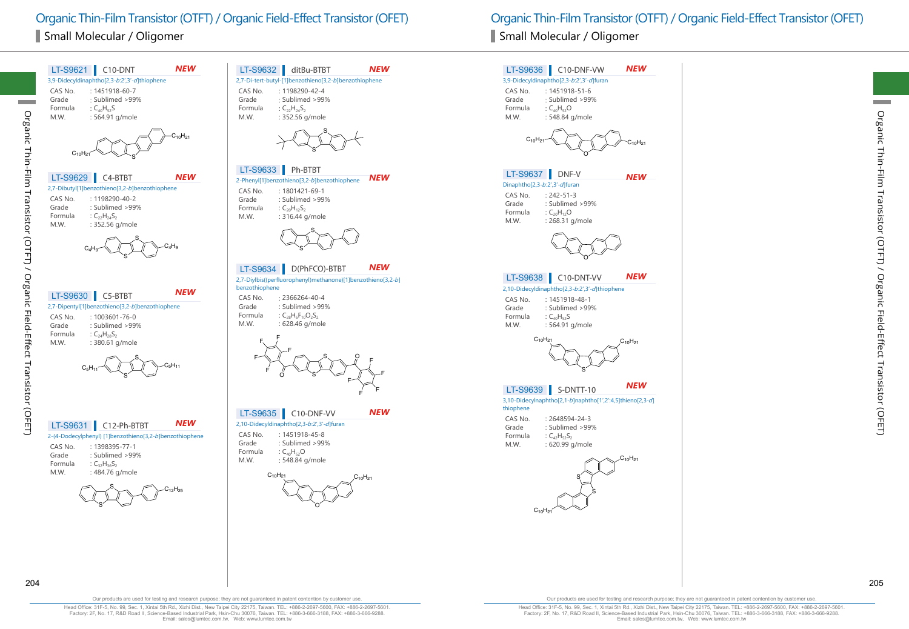# Organic Thin-Film Transistor (OTFT) / Organic Field-Effect Transistor (OFET)

## Small Molecular / Oligomer

### LT-S9621 | C10-DNT *NEW*

3,9-Didecyldinaphtho[2,3-*b*:2',3'-*d*]thiophene

- CAS No. : 1451918-60-7
- Grade : Sublimed >99%
- Formula : $C_{40}H_{52}S$
- M.W. : 564.91 g/mole

### LT-S9629 | C4-BTBT *NEW*

2,7-Dibutyl[1]benzothieno[3,2-*b*]benzothiophene

- CAS No. : 1198290-40-2
- Grade : Sublimed >99%
- Formula : $C_{22}H_{24}S_2$
- M.W. : 352.56 g/mole

### LT-S9630 | C5-BTBT *NEW*

2,7-Dipentyl[1]benzothieno[3,2-*b*]benzothiophene

- CAS No. : 1003601-76-0
- Grade : Sublimed >99%
- Formula : $C_{24}H_{28}S_2$
- M.W. : 380.61 g/mole

### LT-S9631 | C12-Ph-BTBT *NEW*

2-(4-Dodecylphenyl) [1]benzothieno[3,2-*b*]benzothiophene

- CAS No. : 1398395-77-1
- Grade : Sublimed >99%
- Formula : $C_{32}H_{36}S_2$
- M.W. : 484.76 g/mole

### LT-S9632 | ditBu-BTBT *NEW*

2,7-Di-tert-butyl-[1]benzothieno[3,2-*b*]benzothiophene

- CAS No. : 1198290-42-4
- Grade : Sublimed >99%
- Formula : $C_{22}H_{24}S_2$
- M.W. : 352.56 g/mole

### LT-S9633 | Ph-BTBT *NEW*

2-Phenyl[1]benzothieno[3,2-*b*]benzothiophene

- CAS No. : 1801421-69-1
- Grade : Sublimed >99%
- Formula : $C_{20}H_{12}S_2$
- M.W. : 316.44 g/mole

### LT-S9634 | D(PhFCO)-BTBT *NEW*

2,7-Diylbis((perfluorophenyl)methanone)[1]benzothieno[3,2-*b*]benzothiophene

- CAS No. : 2366264-40-4
- Grade : Sublimed >99%
- Formula : $C_{28}H_6F_{10}O_2S_2$
- M.W. : 628.46 g/mole

### LT-S9635 | C10-DNF-VV *NEW*

2,10-Didecyldinaphtho[2,3-*b*:2',3'-*d*]furan

- CAS No. : 1451918-45-8
- Grade : Sublimed >99%
- Formula : $C_{40}H_{52}O$
- M.W. : 548.84 g/mole

### LT-S9636 | C10-DNF-VW *NEW*

3,9-Didecyldinaphtho[2,3-*b*:2',3'-*d*]furan

- CAS No. : 1451918-51-6
- Grade : Sublimed >99%
- Formula : $C_{40}H_{52}O$
- M.W. : 548.84 g/mole

### LT-S9637 | DNF-V *NEW*

Dinaphtho[2,3-*b*:2',3'-*d*]furan

- CAS No. : 242-51-3
- Grade : Sublimed >99%
- Formula : $C_{20}H_{12}O$
- M.W. : 268.31 g/mole

### LT-S9638 | C10-DNT-VV *NEW*

2,10-Didecyldinaphtho[2,3-*b*:2',3'-*d*]thiophene

- CAS No. : 1451918-48-1
- Grade : Sublimed >99%
- Formula : $C_{40}H_{52}S$
- M.W. : 564.91 g/mole

### LT-S9639 | S-DNTT-10 *NEW*

3,10-Didecylnaphtho[2,1-*b*]naphtho[1',2':4,5]thieno[2,3-*d*]thiophene

- CAS No. : 2648594-24-3
- Grade : Sublimed >99%
- Formula : $C_{42}H_{52}S_2$
- M.W. : 620.99 g/mole

Our products are used for testing and research purpose; they are not guaranteed in patent contention by customer use.

Head Office: 31F-5, No. 99, Sec. 1, Xintai 5th Rd., Xizhi Dist., New Taipei City 22175, Taiwan. TEL: +886-2-2697-5600, FAX: +886-2-2697-5601.
Factory: 2F, No. 17, R&D Road II, Science-Based Industrial Park, Hsin-Chu 30076, Taiwan. TEL: +886-3-666-3188, FAX: +886-3-666-9288.
Email: sales@lumtec.com.tw, Web: www.lumtec.com.tw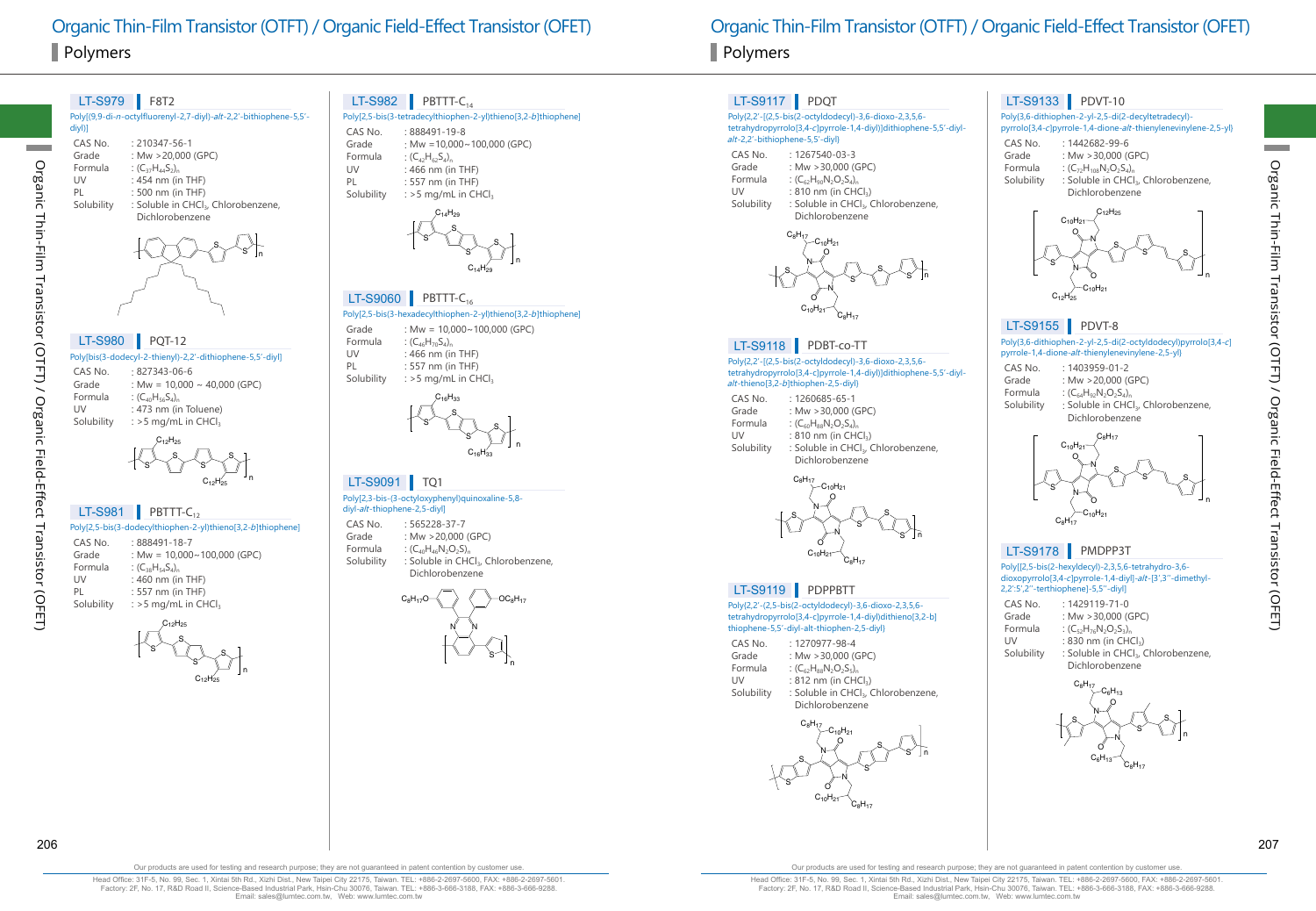# Organic Thin-Film Transistor (OTFT) / Organic Field-Effect Transistor (OFET)

## Polymers

### LT-S979 | F8T2

Poly[(9,9-di-*n*-octylfluorenyl-2,7-diyl)-*alt*-2,2'-bithiophene-5,5'-diyl)]

- CAS No. : 210347-56-1
- Grade : Mw >20,000 (GPC)
- Formula : $(C_{37}H_{44}S_2)_n$
- UV : 454 nm (in THF)
- PL : 500 nm (in THF)
- Solubility : Soluble in $CHCl_3$, Chlorobenzene, Dichlorobenzene

### LT-S980 | PQT-12

Poly[bis(3-dodecyl-2-thienyl)-2,2'-dithiophene-5,5'-diyl]

- CAS No. : 827343-06-6
- Grade : Mw = 10,000 ~ 40,000 (GPC)
- Formula : $(C_{40}H_{56}S_4)_n$
- UV : 473 nm (in Toluene)
- Solubility : >5 mg/mL in $CHCl_3$

### LT-S981 | PBTTT-$C_{12}$

Poly[2,5-bis(3-dodecylthiophen-2-yl)thieno[3,2-*b*]thiophene]

- CAS No. : 888491-18-7
- Grade : Mw = 10,000~100,000 (GPC)
- Formula : $(C_{38}H_{54}S_4)_n$
- UV : 460 nm (in THF)
- PL : 557 nm (in THF)
- Solubility : >5 mg/mL in $CHCl_3$

### LT-S982 | PBTTT-$C_{14}$

Poly[2,5-bis(3-tetradecylthiophen-2-yl)thieno[3,2-*b*]thiophene]

- CAS No. : 888491-19-8
- Grade : Mw =10,000~100,000 (GPC)
- Formula : $(C_{42}H_{62}S_4)_n$
- UV : 466 nm (in THF)
- PL : 557 nm (in THF)
- Solubility : >5 mg/mL in $CHCl_3$

### LT-S9060 | PBTTT-$C_{16}$

Poly[2,5-bis(3-hexadecylthiophen-2-yl)thieno[3,2-*b*]thiophene]

- Grade : Mw = 10,000~100,000 (GPC)
- Formula : $(C_{46}H_{70}S_4)_n$
- UV : 466 nm (in THF)
- PL : 557 nm (in THF)
- Solubility : >5 mg/mL in $CHCl_3$

### LT-S9091 | TQ1

Poly[2,3-bis-(3-octyloxyphenyl)quinoxaline-5,8-diyl-*alt*-thiophene-2,5-diyl]

- CAS No. : 565228-37-7
- Grade : Mw >20,000 (GPC)
- Formula : $(C_{40}H_{46}N_2O_2S)_n$
- Solubility : Soluble in $CHCl_3$, Chlorobenzene, Dichlorobenzene

### LT-S9117 | PDQT

Poly(2,2'-[(2,5-bis(2-octyldodecyl)-3,6-dioxo-2,3,5,6-tetrahydropyrrolo[3,4-c]pyrrole-1,4-diyl)]dithiophene]-5,5'-diyl-*alt*-2,2'-bithiophene-5,5'-diyl)

- CAS No. : 1267540-03-3
- Grade : Mw >30,000 (GPC)
- Formula : $(C_{62}H_{90}N_2O_2S_4)_n$
- UV : 810 nm (in $CHCl_3$)
- Solubility : Soluble in $CHCl_3$, Chlorobenzene, Dichlorobenzene

### LT-S9118 | PDBT-co-TT

Poly(2,2'-[(2,5-bis(2-octyldodecyl)-3,6-dioxo-2,3,5,6-tetrahydropyrrolo[3,4-c]pyrrole-1,4-diyl)]dithiophene]-5,5'-diyl-*alt*-thieno[3,2-*b*]thiophen-2,5-diyl)

- CAS No. : 1260685-65-1
- Grade : Mw >30,000 (GPC)
- Formula : $(C_{60}H_{88}N_2O_2S_4)_n$
- UV : 810 nm (in $CHCl_3$)
- Solubility : Soluble in $CHCl_3$, Chlorobenzene, Dichlorobenzene

### LT-S9119 | PDPPBTT

Poly(2,2'-(2,5-bis(2-octyldodecyl)-3,6-dioxo-2,3,5,6-tetrahydropyrrolo[3,4-c]pyrrole-1,4-diyl)dithieno[3,2-b]thiophene-5,5'-diyl-alt-thiophen-2,5-diyl)

- CAS No. : 1270977-98-4
- Grade : Mw >30,000 (GPC)
- Formula : $(C_{62}H_{88}N_2O_2S_5)_n$
- UV : 812 nm (in $CHCl_3$)
- Solubility : Soluble in $CHCl_3$, Chlorobenzene, Dichlorobenzene

### LT-S9133 | PDVT-10

Poly[3,6-dithiophen-2-yl-2,5-di(2-decyltetradecyl)-pyrrolo[3,4-c]pyrrole-1,4-dione-*alt*-thienylenevinylene-2,5-yl]

- CAS No. : 1442682-99-6
- Grade : Mw >30,000 (GPC)
- Formula : $(C_{72}H_{108}N_2O_2S_4)_n$
- Solubility : Soluble in $CHCl_3$, Chlorobenzene, Dichlorobenzene

### LT-S9155 | PDVT-8

Poly[3,6-dithiophen-2-yl-2,5-di(2-octyldodecyl)pyrrolo[3,4-c]pyrrole-1,4-dione-*alt*-thienylenevinylene-2,5-yl]

- CAS No. : 1403959-01-2
- Grade : Mw >20,000 (GPC)
- Formula : $(C_{64}H_{92}N_2O_2S_4)_n$
- Solubility : Soluble in $CHCl_3$, Chlorobenzene, Dichlorobenzene

### LT-S9178 | PMDPP3T

Poly[[2,5-bis(2-hexyldecyl)-2,3,5,6-tetrahydro-3,6-dioxopyrrolo[3,4-c]pyrrole-1,4-diyl]-*alt*-[3',3''-dimethyl-2,2':5',2''-terthiophene]-5,5''-diyl]

- CAS No. : 1429119-71-0
- Grade : Mw >30,000 (GPC)
- Formula : $(C_{52}H_{76}N_2O_2S_3)_n$
- UV : 830 nm (in $CHCl_3$)
- Solubility : Soluble in $CHCl_3$, Chlorobenzene, Dichlorobenzene

Our products are used for testing and research purpose; they are not guaranteed in patent contention by customer use.

Head Office: 31F-5, No. 99, Sec. 1, Xintai 5th Rd., Xizhi Dist., New Taipei City 22175, Taiwan. TEL: +886-2-2697-5600, FAX: +886-2-2697-5601.
Factory: 2F, No. 17, R&D Road II, Science-Based Industrial Park, Hsin-Chu 30076, Taiwan. TEL: +886-3-666-3188, FAX: +886-3-666-9288.
Email: sales@lumtec.com.tw, Web: www.lumtec.com.tw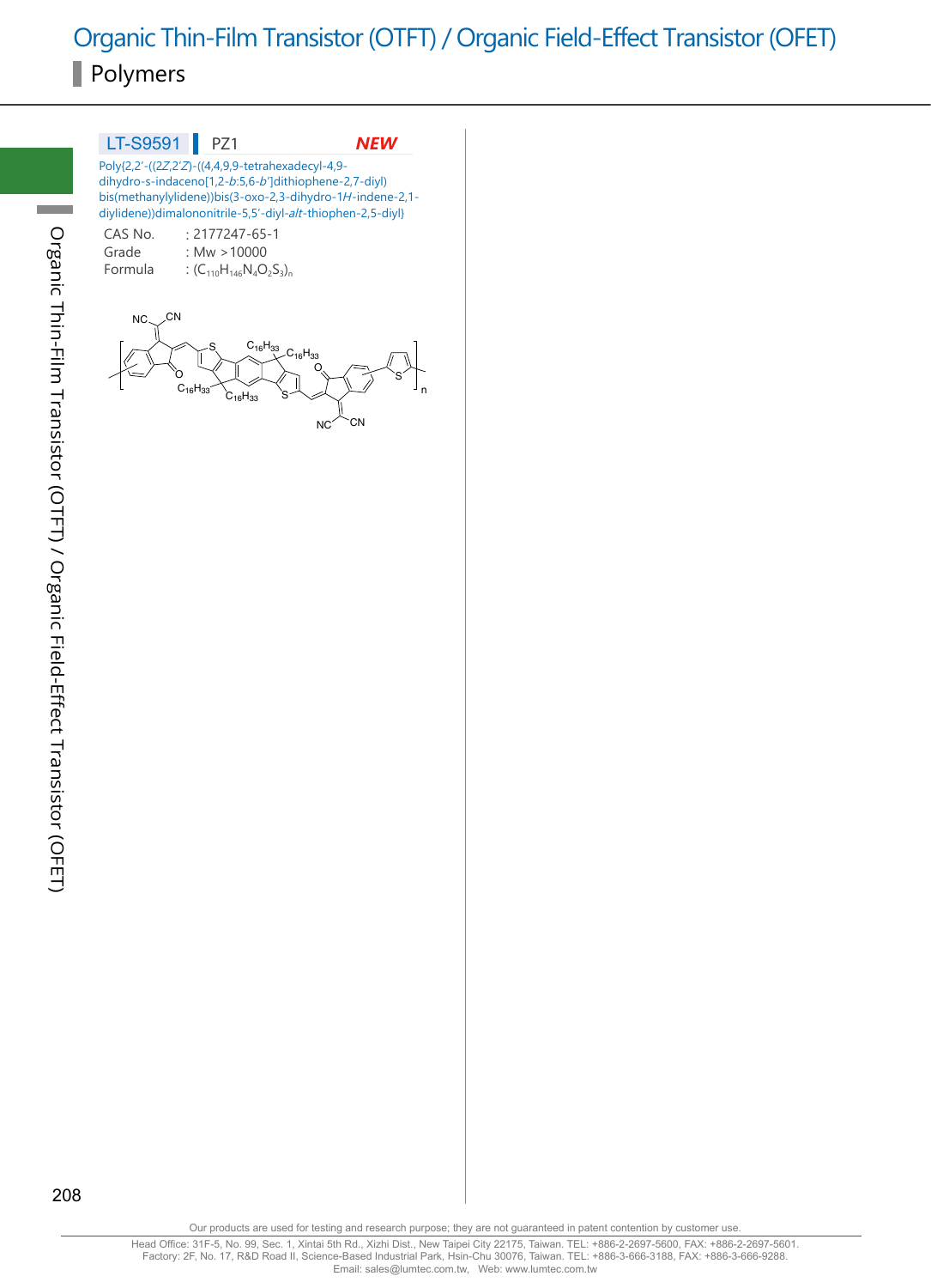# Organic Thin-Film Transistor (OTFT) / Organic Field-Effect Transistor (OFET)

## Polymers

### LT-S9591 | PZ1 **NEW**

Poly(2,2′-((2*Z*,2′*Z*)-((4,4,9,9-tetrahexadecyl-4,9-dihydro-s-indaceno[1,2-*b*:5,6-*b*′]dithiophene-2,7-diyl) bis(methanylylidene))bis(3-oxo-2,3-dihydro-1*H*-indene-2,1-diylidene))dimalononitrile-5,5′-diyl-*alt*-thiophen-2,5-diyl}

| | |
|---|---|
| CAS No. | : 2177247-65-1 |
| Grade | : Mw >10000 |
| Formula | : $(C_{110}H_{146}N_4O_2S_3)_n$ |

NC CN
$C_{16}H_{33}$ $C_{16}H_{33}$
S O
O S S
$C_{16}H_{33}$ $C_{16}H_{33}$
NC CN
n

Our products are used for testing and research purpose; they are not guaranteed in patent contention by customer use.

Head Office: 31F-5, No. 99, Sec. 1, Xintai 5th Rd., Xizhi Dist., New Taipei City 22175, Taiwan. TEL: +886-2-2697-5600, FAX: +886-2-2697-5601.
Factory: 2F, No. 17, R&D Road II, Science-Based Industrial Park, Hsin-Chu 30076, Taiwan. TEL: +886-3-666-3188, FAX: +886-3-666-9288.
Email: sales@lumtec.com.tw, Web: www.lumtec.com.tw